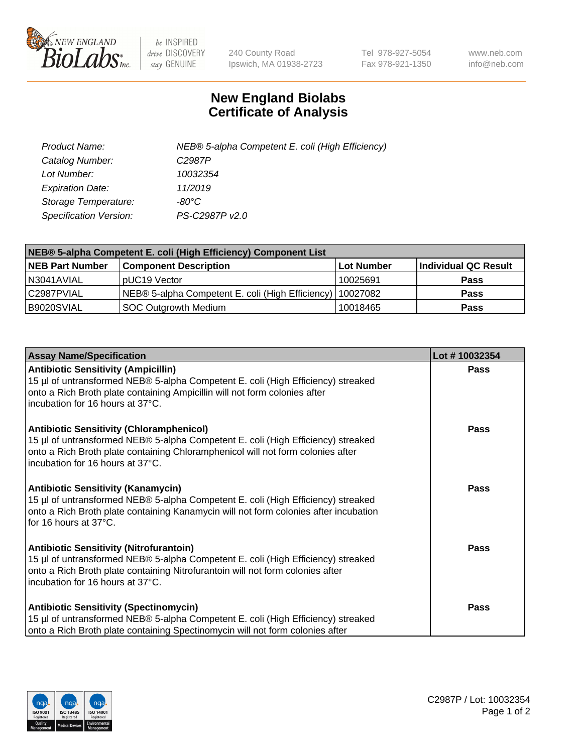# New England Biolabs Certificate of Analysis

| | |
|---|---|
| *Product Name:* | *NEB® 5-alpha Competent E. coli (High Efficiency)* |
| *Catalog Number:* | *C2987P* |
| *Lot Number:* | *10032354* |
| *Expiration Date:* | *11/2019* |
| *Storage Temperature:* | *-80°C* |
| *Specification Version:* | *PS-C2987P v2.0* |

| NEB® 5-alpha Competent E. coli (High Efficiency) Component List | | | |
|---|---|---|---|
| **NEB Part Number** | **Component Description** | **Lot Number** | **Individual QC Result** |
| N3041AVIAL | pUC19 Vector | 10025691 | **Pass** |
| C2987PVIAL | NEB® 5-alpha Competent E. coli (High Efficiency) | 10027082 | **Pass** |
| B9020SVIAL | SOC Outgrowth Medium | 10018465 | **Pass** |

| Assay Name/Specification | Lot # 10032354 |
|---|---|
| **Antibiotic Sensitivity (Ampicillin)** 15 µl of untransformed NEB® 5-alpha Competent E. coli (High Efficiency) streaked onto a Rich Broth plate containing Ampicillin will not form colonies after incubation for 16 hours at 37°C. | **Pass** |
| **Antibiotic Sensitivity (Chloramphenicol)** 15 µl of untransformed NEB® 5-alpha Competent E. coli (High Efficiency) streaked onto a Rich Broth plate containing Chloramphenicol will not form colonies after incubation for 16 hours at 37°C. | **Pass** |
| **Antibiotic Sensitivity (Kanamycin)** 15 µl of untransformed NEB® 5-alpha Competent E. coli (High Efficiency) streaked onto a Rich Broth plate containing Kanamycin will not form colonies after incubation for 16 hours at 37°C. | **Pass** |
| **Antibiotic Sensitivity (Nitrofurantoin)** 15 µl of untransformed NEB® 5-alpha Competent E. coli (High Efficiency) streaked onto a Rich Broth plate containing Nitrofurantoin will not form colonies after incubation for 16 hours at 37°C. | **Pass** |
| **Antibiotic Sensitivity (Spectinomycin)** 15 µl of untransformed NEB® 5-alpha Competent E. coli (High Efficiency) streaked onto a Rich Broth plate containing Spectinomycin will not form colonies after | **Pass** |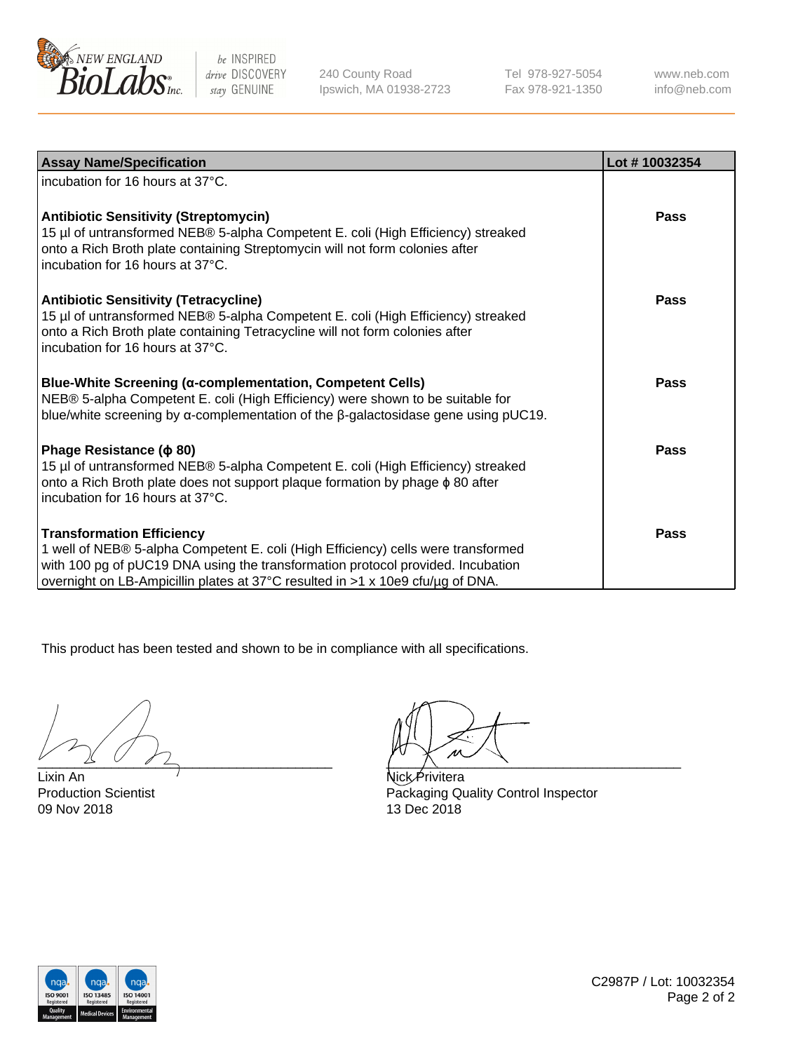| Assay Name/Specification | Lot # 10032354 |
| --- | --- |
| incubation for 16 hours at 37°C. | |
| **Antibiotic Sensitivity (Streptomycin)**<br>15 µl of untransformed NEB® 5-alpha Competent E. coli (High Efficiency) streaked onto a Rich Broth plate containing Streptomycin will not form colonies after incubation for 16 hours at 37°C. | Pass |
| **Antibiotic Sensitivity (Tetracycline)**<br>15 µl of untransformed NEB® 5-alpha Competent E. coli (High Efficiency) streaked onto a Rich Broth plate containing Tetracycline will not form colonies after incubation for 16 hours at 37°C. | Pass |
| **Blue-White Screening (α-complementation, Competent Cells)**<br>NEB® 5-alpha Competent E. coli (High Efficiency) were shown to be suitable for blue/white screening by α-complementation of the β-galactosidase gene using pUC19. | Pass |
| **Phage Resistance (ϕ 80)**<br>15 µl of untransformed NEB® 5-alpha Competent E. coli (High Efficiency) streaked onto a Rich Broth plate does not support plaque formation by phage ϕ 80 after incubation for 16 hours at 37°C. | Pass |
| **Transformation Efficiency**<br>1 well of NEB® 5-alpha Competent E. coli (High Efficiency) cells were transformed with 100 pg of pUC19 DNA using the transformation protocol provided. Incubation overnight on LB-Ampicillin plates at 37°C resulted in >1 x 10e9 cfu/µg of DNA. | Pass |

This product has been tested and shown to be in compliance with all specifications.

Lixin An
Production Scientist
09 Nov 2018

Nick Privitera
Packaging Quality Control Inspector
13 Dec 2018

C2987P / Lot: 10032354